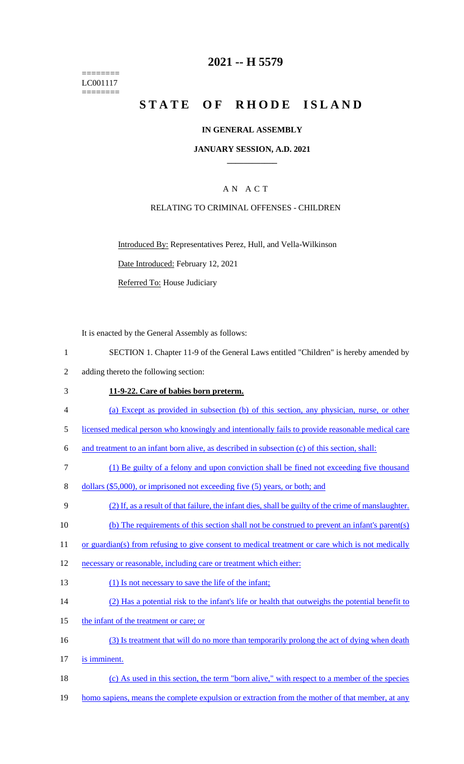========
LC001117
========

# 2021 -- H 5579

# STATE OF RHODE ISLAND

## IN GENERAL ASSEMBLY

### JANUARY SESSION, A.D. 2021

### A N A C T

RELATING TO CRIMINAL OFFENSES - CHILDREN

Introduced By: Representatives Perez, Hull, and Vella-Wilkinson

Date Introduced: February 12, 2021

Referred To: House Judiciary

It is enacted by the General Assembly as follows:

1 SECTION 1. Chapter 11-9 of the General Laws entitled "Children" is hereby amended by
2 adding thereto the following section:

3 **11-9-22. Care of babies born preterm.**

4 (a) Except as provided in subsection (b) of this section, any physician, nurse, or other
5 licensed medical person who knowingly and intentionally fails to provide reasonable medical care
6 and treatment to an infant born alive, as described in subsection (c) of this section, shall:

7 (1) Be guilty of a felony and upon conviction shall be fined not exceeding five thousand
8 dollars ($5,000), or imprisoned not exceeding five (5) years, or both; and

9 (2) If, as a result of that failure, the infant dies, shall be guilty of the crime of manslaughter.

10 (b) The requirements of this section shall not be construed to prevent an infant's parent(s)
11 or guardian(s) from refusing to give consent to medical treatment or care which is not medically
12 necessary or reasonable, including care or treatment which either:

13 (1) Is not necessary to save the life of the infant;

14 (2) Has a potential risk to the infant's life or health that outweighs the potential benefit to
15 the infant of the treatment or care; or

16 (3) Is treatment that will do no more than temporarily prolong the act of dying when death
17 is imminent.

18 (c) As used in this section, the term "born alive," with respect to a member of the species
19 homo sapiens, means the complete expulsion or extraction from the mother of that member, at any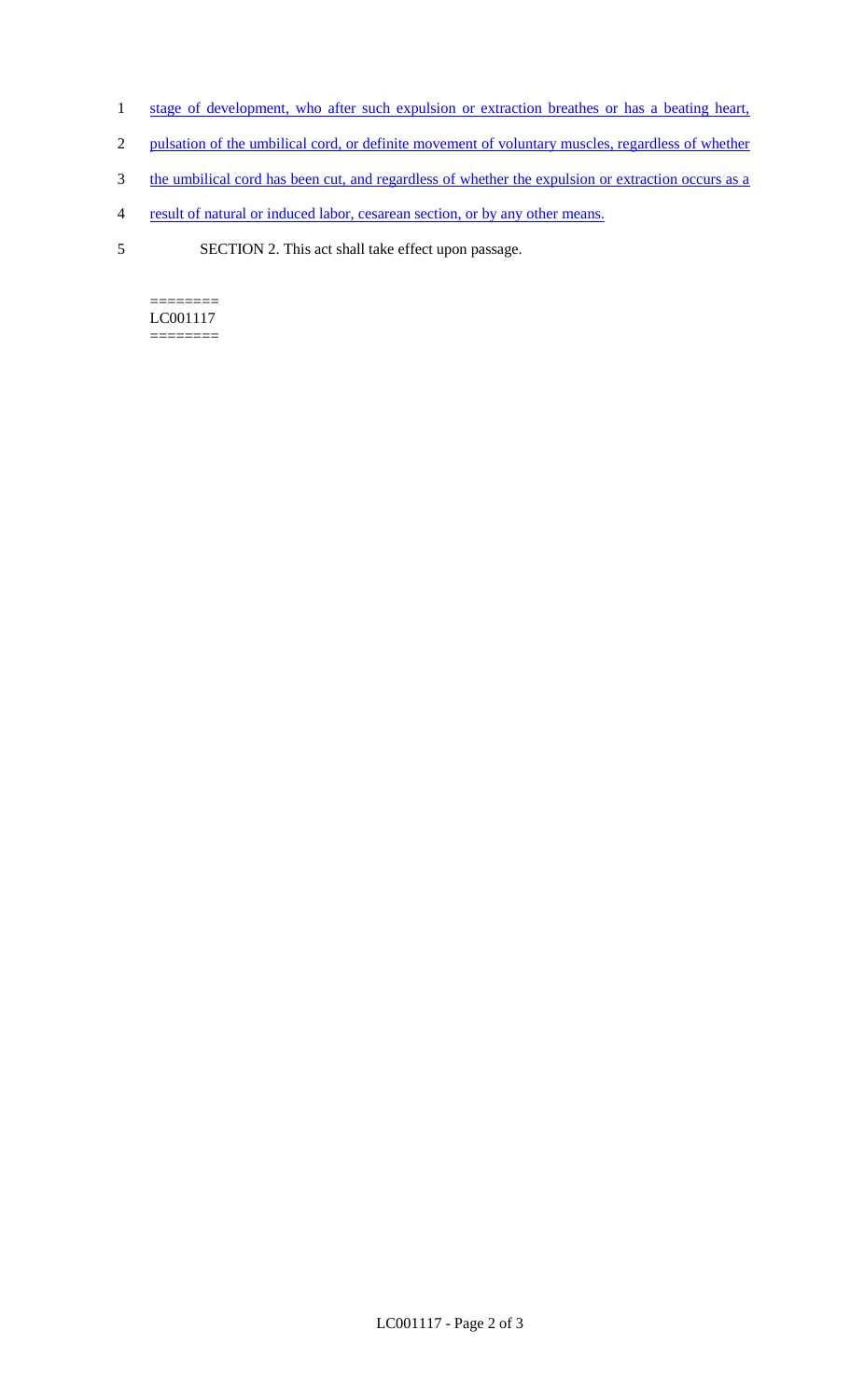1 stage of development, who after such expulsion or extraction breathes or has a beating heart,

2 pulsation of the umbilical cord, or definite movement of voluntary muscles, regardless of whether

3 the umbilical cord has been cut, and regardless of whether the expulsion or extraction occurs as a

4 result of natural or induced labor, cesarean section, or by any other means.

5 SECTION 2. This act shall take effect upon passage.

========
LC001117
========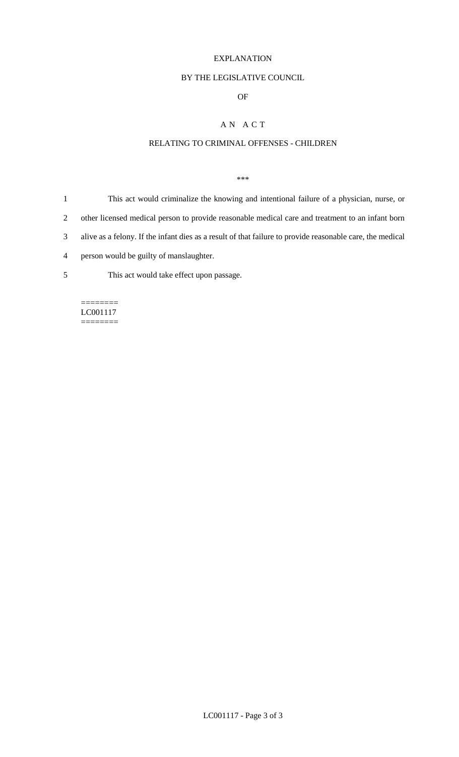# EXPLANATION

## BY THE LEGISLATIVE COUNCIL

## OF

## A N A C T

## RELATING TO CRIMINAL OFFENSES - CHILDREN

\*\*\*

1 This act would criminalize the knowing and intentional failure of a physician, nurse, or
2 other licensed medical person to provide reasonable medical care and treatment to an infant born
3 alive as a felony. If the infant dies as a result of that failure to provide reasonable care, the medical
4 person would be guilty of manslaughter.
5 This act would take effect upon passage.

========
LC001117
========